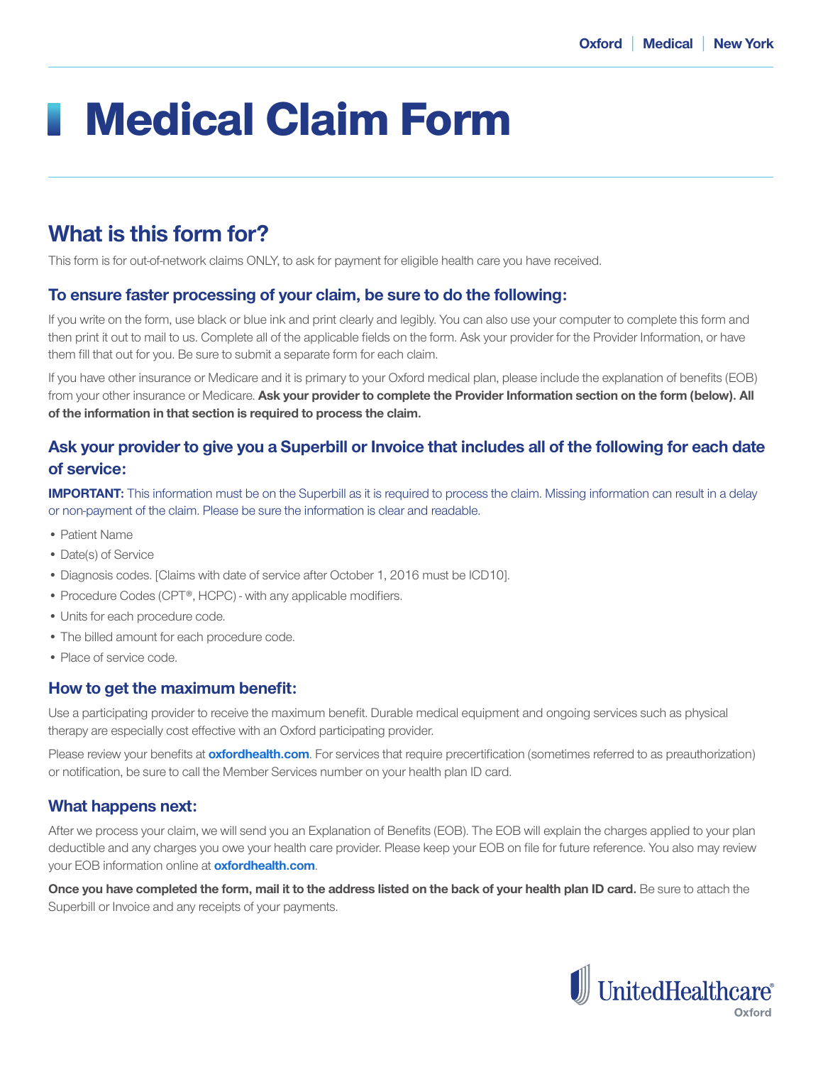# Medical Claim Form

## What is this form for?

This form is for out-of-network claims ONLY, to ask for payment for eligible health care you have received.

### To ensure faster processing of your claim, be sure to do the following:

If you write on the form, use black or blue ink and print clearly and legibly. You can also use your computer to complete this form and then print it out to mail to us. Complete all of the applicable fields on the form. Ask your provider for the Provider Information, or have them fill that out for you. Be sure to submit a separate form for each claim.

If you have other insurance or Medicare and it is primary to your Oxford medical plan, please include the explanation of benefits (EOB) from your other insurance or Medicare. **Ask your provider to complete the Provider Information section on the form (below). All of the information in that section is required to process the claim.**

### Ask your provider to give you a Superbill or Invoice that includes all of the following for each date of service:

**IMPORTANT:** This information must be on the Superbill as it is required to process the claim. Missing information can result in a delay or non-payment of the claim. Please be sure the information is clear and readable.

- Patient Name
- Date(s) of Service
- Diagnosis codes. [Claims with date of service after October 1, 2016 must be ICD10].
- Procedure Codes (CPT®, HCPC) - with any applicable modifiers.
- Units for each procedure code.
- The billed amount for each procedure code.
- Place of service code.

### How to get the maximum benefit:

Use a participating provider to receive the maximum benefit. Durable medical equipment and ongoing services such as physical therapy are especially cost effective with an Oxford participating provider.

Please review your benefits at **oxfordhealth.com**. For services that require precertification (sometimes referred to as preauthorization) or notification, be sure to call the Member Services number on your health plan ID card.

### What happens next:

After we process your claim, we will send you an Explanation of Benefits (EOB). The EOB will explain the charges applied to your plan deductible and any charges you owe your health care provider. Please keep your EOB on file for future reference. You also may review your EOB information online at **oxfordhealth.com**.

**Once you have completed the form, mail it to the address listed on the back of your health plan ID card.** Be sure to attach the Superbill or Invoice and any receipts of your payments.

UnitedHealthcare Oxford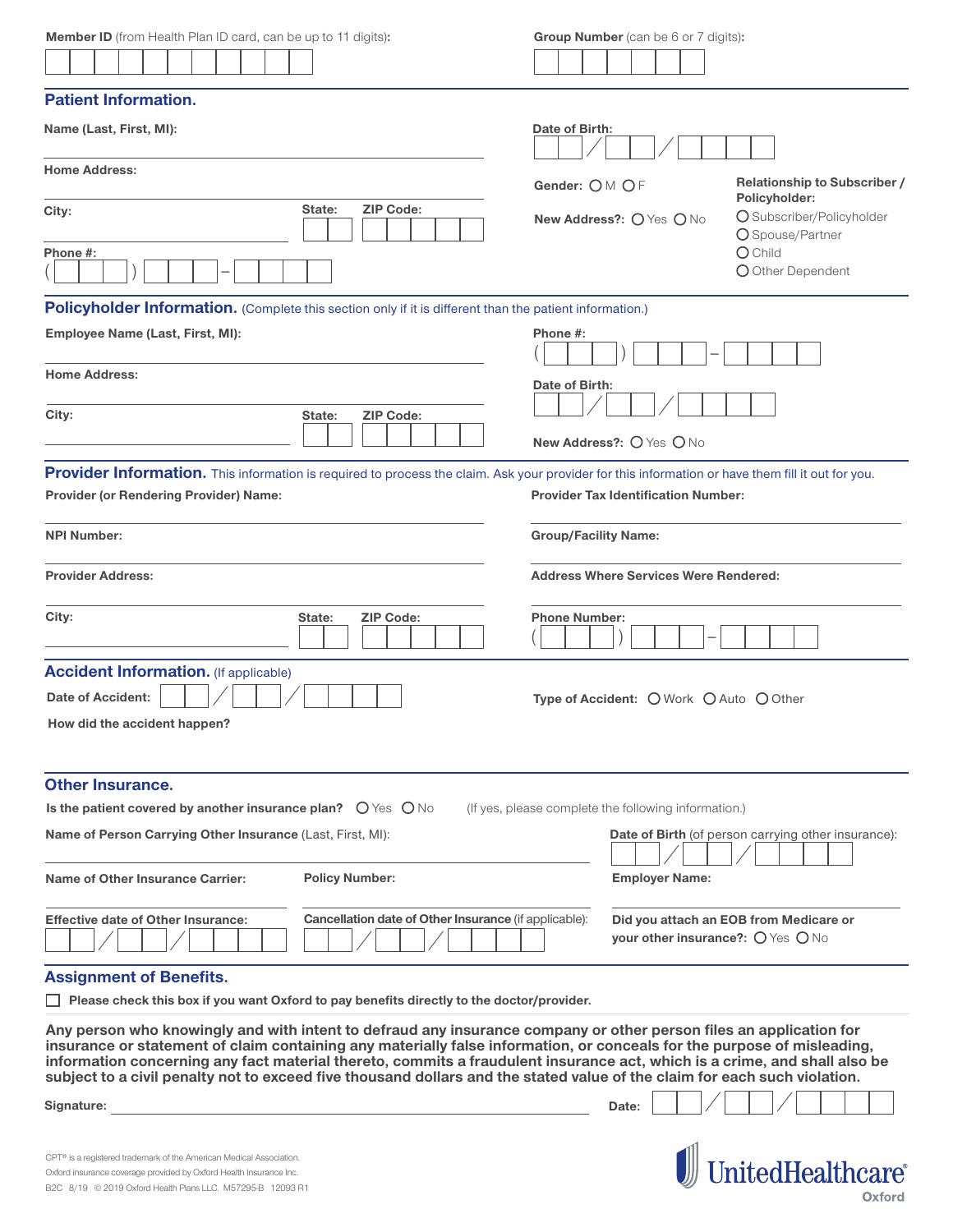**Member ID** (from Health Plan ID card, can be up to 11 digits):

**Group Number** (can be 6 or 7 digits):

## Patient Information.

**Name (Last, First, MI):**

**Date of Birth:** \_\_ / \_\_ / \_\_\_\_

**Home Address:**

**Gender:** ○ M ○ F

**Relationship to Subscriber / Policyholder:**
○ Subscriber/Policyholder
○ Spouse/Partner
○ Child
○ Other Dependent

**City:** **State:** **ZIP Code:**

**New Address?:** ○ Yes ○ No

**Phone #:** ( ) –

## Policyholder Information. (Complete this section only if it is different than the patient information.)

**Employee Name (Last, First, MI):**

**Phone #:** ( ) –

**Home Address:**

**Date of Birth:** \_\_ / \_\_ / \_\_\_\_

**City:** **State:** **ZIP Code:**

**New Address?:** ○ Yes ○ No

## Provider Information. This information is required to process the claim. Ask your provider for this information or have them fill it out for you.

**Provider (or Rendering Provider) Name:**

**Provider Tax Identification Number:**

**NPI Number:**

**Group/Facility Name:**

**Provider Address:**

**Address Where Services Were Rendered:**

**City:** **State:** **ZIP Code:**

**Phone Number:** ( ) –

## Accident Information. (If applicable)

**Date of Accident:** \_\_ / \_\_ / \_\_\_\_

**Type of Accident:** ○ Work ○ Auto ○ Other

**How did the accident happen?**

## Other Insurance.

**Is the patient covered by another insurance plan?** ○ Yes ○ No (If yes, please complete the following information.)

**Name of Person Carrying Other Insurance** (Last, First, MI):

**Date of Birth** (of person carrying other insurance): \_\_ / \_\_ / \_\_\_\_

**Name of Other Insurance Carrier:**

**Policy Number:**

**Employer Name:**

**Effective date of Other Insurance:** \_\_ / \_\_ / \_\_\_\_

**Cancellation date of Other Insurance** (if applicable): \_\_ / \_\_ / \_\_\_\_

**Did you attach an EOB from Medicare or your other insurance?:** ○ Yes ○ No

## Assignment of Benefits.

☐ **Please check this box if you want Oxford to pay benefits directly to the doctor/provider.**

**Any person who knowingly and with intent to defraud any insurance company or other person files an application for insurance or statement of claim containing any materially false information, or conceals for the purpose of misleading, information concerning any fact material thereto, commits a fraudulent insurance act, which is a crime, and shall also be subject to a civil penalty not to exceed five thousand dollars and the stated value of the claim for each such violation.**

**Signature:** \_\_\_\_\_\_\_\_\_\_\_\_\_\_\_\_ **Date:** \_\_ / \_\_ / \_\_\_\_

CPT® is a registered trademark of the American Medical Association.
Oxford insurance coverage provided by Oxford Health Insurance Inc.
B2C 8/19 © 2019 Oxford Health Plans LLC. M57295-B 12093 R1

UnitedHealthcare® Oxford